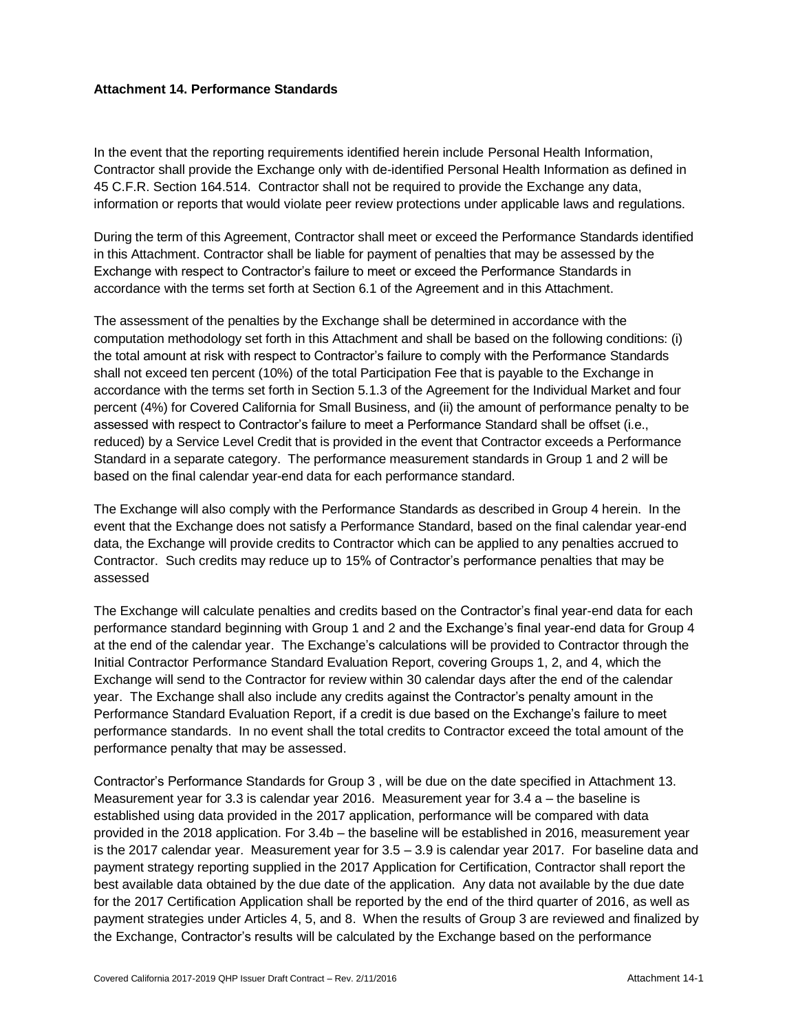**Attachment 14. Performance Standards**

In the event that the reporting requirements identified herein include Personal Health Information, Contractor shall provide the Exchange only with de-identified Personal Health Information as defined in 45 C.F.R. Section 164.514. Contractor shall not be required to provide the Exchange any data, information or reports that would violate peer review protections under applicable laws and regulations.

During the term of this Agreement, Contractor shall meet or exceed the Performance Standards identified in this Attachment. Contractor shall be liable for payment of penalties that may be assessed by the Exchange with respect to Contractor's failure to meet or exceed the Performance Standards in accordance with the terms set forth at Section 6.1 of the Agreement and in this Attachment.

The assessment of the penalties by the Exchange shall be determined in accordance with the computation methodology set forth in this Attachment and shall be based on the following conditions: (i) the total amount at risk with respect to Contractor's failure to comply with the Performance Standards shall not exceed ten percent (10%) of the total Participation Fee that is payable to the Exchange in accordance with the terms set forth in Section 5.1.3 of the Agreement for the Individual Market and four percent (4%) for Covered California for Small Business, and (ii) the amount of performance penalty to be assessed with respect to Contractor's failure to meet a Performance Standard shall be offset (i.e., reduced) by a Service Level Credit that is provided in the event that Contractor exceeds a Performance Standard in a separate category. The performance measurement standards in Group 1 and 2 will be based on the final calendar year-end data for each performance standard.

The Exchange will also comply with the Performance Standards as described in Group 4 herein. In the event that the Exchange does not satisfy a Performance Standard, based on the final calendar year-end data, the Exchange will provide credits to Contractor which can be applied to any penalties accrued to Contractor. Such credits may reduce up to 15% of Contractor's performance penalties that may be assessed

The Exchange will calculate penalties and credits based on the Contractor's final year-end data for each performance standard beginning with Group 1 and 2 and the Exchange's final year-end data for Group 4 at the end of the calendar year. The Exchange's calculations will be provided to Contractor through the Initial Contractor Performance Standard Evaluation Report, covering Groups 1, 2, and 4, which the Exchange will send to the Contractor for review within 30 calendar days after the end of the calendar year. The Exchange shall also include any credits against the Contractor's penalty amount in the Performance Standard Evaluation Report, if a credit is due based on the Exchange's failure to meet performance standards. In no event shall the total credits to Contractor exceed the total amount of the performance penalty that may be assessed.

Contractor's Performance Standards for Group 3 , will be due on the date specified in Attachment 13. Measurement year for 3.3 is calendar year 2016. Measurement year for 3.4 a – the baseline is established using data provided in the 2017 application, performance will be compared with data provided in the 2018 application. For 3.4b – the baseline will be established in 2016, measurement year is the 2017 calendar year. Measurement year for 3.5 – 3.9 is calendar year 2017. For baseline data and payment strategy reporting supplied in the 2017 Application for Certification, Contractor shall report the best available data obtained by the due date of the application. Any data not available by the due date for the 2017 Certification Application shall be reported by the end of the third quarter of 2016, as well as payment strategies under Articles 4, 5, and 8. When the results of Group 3 are reviewed and finalized by the Exchange, Contractor's results will be calculated by the Exchange based on the performance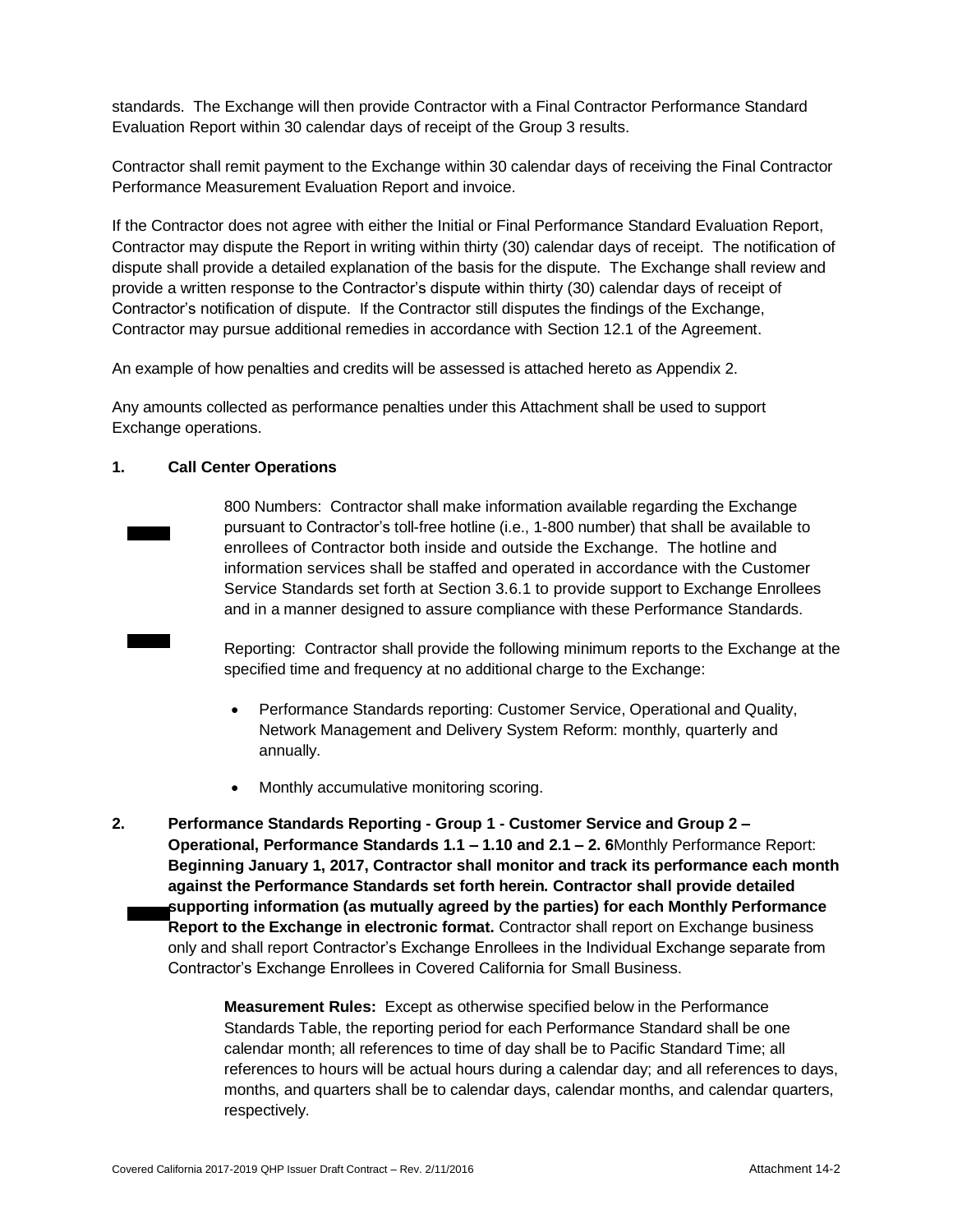standards. The Exchange will then provide Contractor with a Final Contractor Performance Standard Evaluation Report within 30 calendar days of receipt of the Group 3 results.

Contractor shall remit payment to the Exchange within 30 calendar days of receiving the Final Contractor Performance Measurement Evaluation Report and invoice.

If the Contractor does not agree with either the Initial or Final Performance Standard Evaluation Report, Contractor may dispute the Report in writing within thirty (30) calendar days of receipt. The notification of dispute shall provide a detailed explanation of the basis for the dispute. The Exchange shall review and provide a written response to the Contractor's dispute within thirty (30) calendar days of receipt of Contractor's notification of dispute. If the Contractor still disputes the findings of the Exchange, Contractor may pursue additional remedies in accordance with Section 12.1 of the Agreement.

An example of how penalties and credits will be assessed is attached hereto as Appendix 2.

Any amounts collected as performance penalties under this Attachment shall be used to support Exchange operations.

**1. Call Center Operations**

800 Numbers: Contractor shall make information available regarding the Exchange pursuant to Contractor's toll-free hotline (i.e., 1-800 number) that shall be available to enrollees of Contractor both inside and outside the Exchange. The hotline and information services shall be staffed and operated in accordance with the Customer Service Standards set forth at Section 3.6.1 to provide support to Exchange Enrollees and in a manner designed to assure compliance with these Performance Standards.

Reporting: Contractor shall provide the following minimum reports to the Exchange at the specified time and frequency at no additional charge to the Exchange:

- Performance Standards reporting: Customer Service, Operational and Quality, Network Management and Delivery System Reform: monthly, quarterly and annually.
- Monthly accumulative monitoring scoring.

**2. Performance Standards Reporting - Group 1 - Customer Service and Group 2 – Operational, Performance Standards 1.1 – 1.10 and 2.1 – 2. 6**Monthly Performance Report: **Beginning January 1, 2017, Contractor shall monitor and track its performance each month against the Performance Standards set forth herein. Contractor shall provide detailed supporting information (as mutually agreed by the parties) for each Monthly Performance Report to the Exchange in electronic format.** Contractor shall report on Exchange business only and shall report Contractor's Exchange Enrollees in the Individual Exchange separate from Contractor's Exchange Enrollees in Covered California for Small Business.

**Measurement Rules:** Except as otherwise specified below in the Performance Standards Table, the reporting period for each Performance Standard shall be one calendar month; all references to time of day shall be to Pacific Standard Time; all references to hours will be actual hours during a calendar day; and all references to days, months, and quarters shall be to calendar days, calendar months, and calendar quarters, respectively.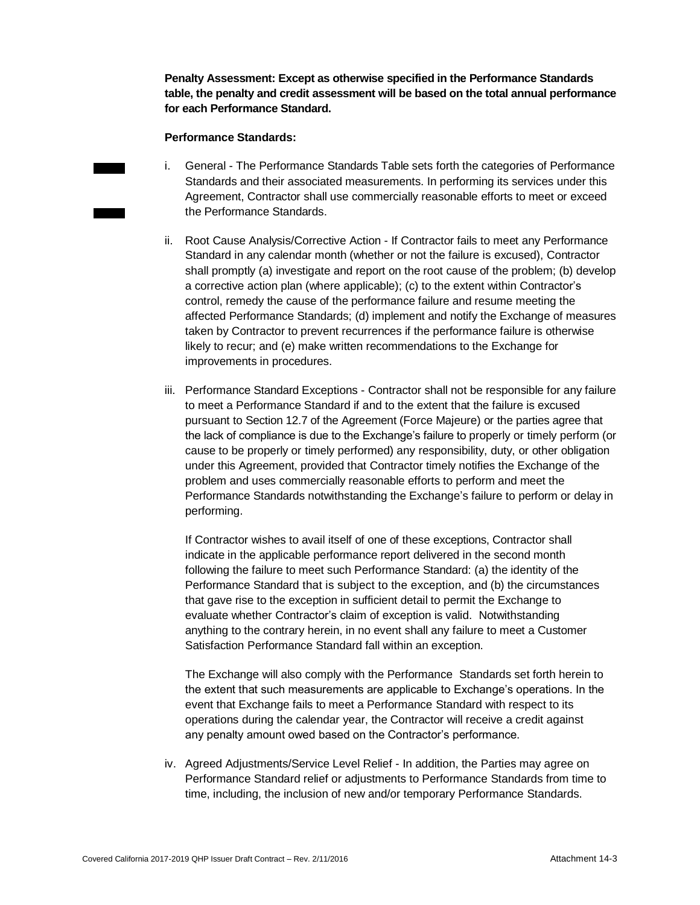**Penalty Assessment: Except as otherwise specified in the Performance Standards table, the penalty and credit assessment will be based on the total annual performance for each Performance Standard.**

**Performance Standards:**

i. General - The Performance Standards Table sets forth the categories of Performance Standards and their associated measurements. In performing its services under this Agreement, Contractor shall use commercially reasonable efforts to meet or exceed the Performance Standards.

ii. Root Cause Analysis/Corrective Action - If Contractor fails to meet any Performance Standard in any calendar month (whether or not the failure is excused), Contractor shall promptly (a) investigate and report on the root cause of the problem; (b) develop a corrective action plan (where applicable); (c) to the extent within Contractor's control, remedy the cause of the performance failure and resume meeting the affected Performance Standards; (d) implement and notify the Exchange of measures taken by Contractor to prevent recurrences if the performance failure is otherwise likely to recur; and (e) make written recommendations to the Exchange for improvements in procedures.

iii. Performance Standard Exceptions - Contractor shall not be responsible for any failure to meet a Performance Standard if and to the extent that the failure is excused pursuant to Section 12.7 of the Agreement (Force Majeure) or the parties agree that the lack of compliance is due to the Exchange's failure to properly or timely perform (or cause to be properly or timely performed) any responsibility, duty, or other obligation under this Agreement, provided that Contractor timely notifies the Exchange of the problem and uses commercially reasonable efforts to perform and meet the Performance Standards notwithstanding the Exchange's failure to perform or delay in performing.

   If Contractor wishes to avail itself of one of these exceptions, Contractor shall indicate in the applicable performance report delivered in the second month following the failure to meet such Performance Standard: (a) the identity of the Performance Standard that is subject to the exception, and (b) the circumstances that gave rise to the exception in sufficient detail to permit the Exchange to evaluate whether Contractor's claim of exception is valid. Notwithstanding anything to the contrary herein, in no event shall any failure to meet a Customer Satisfaction Performance Standard fall within an exception.

   The Exchange will also comply with the Performance Standards set forth herein to the extent that such measurements are applicable to Exchange's operations. In the event that Exchange fails to meet a Performance Standard with respect to its operations during the calendar year, the Contractor will receive a credit against any penalty amount owed based on the Contractor's performance.

iv. Agreed Adjustments/Service Level Relief - In addition, the Parties may agree on Performance Standard relief or adjustments to Performance Standards from time to time, including, the inclusion of new and/or temporary Performance Standards.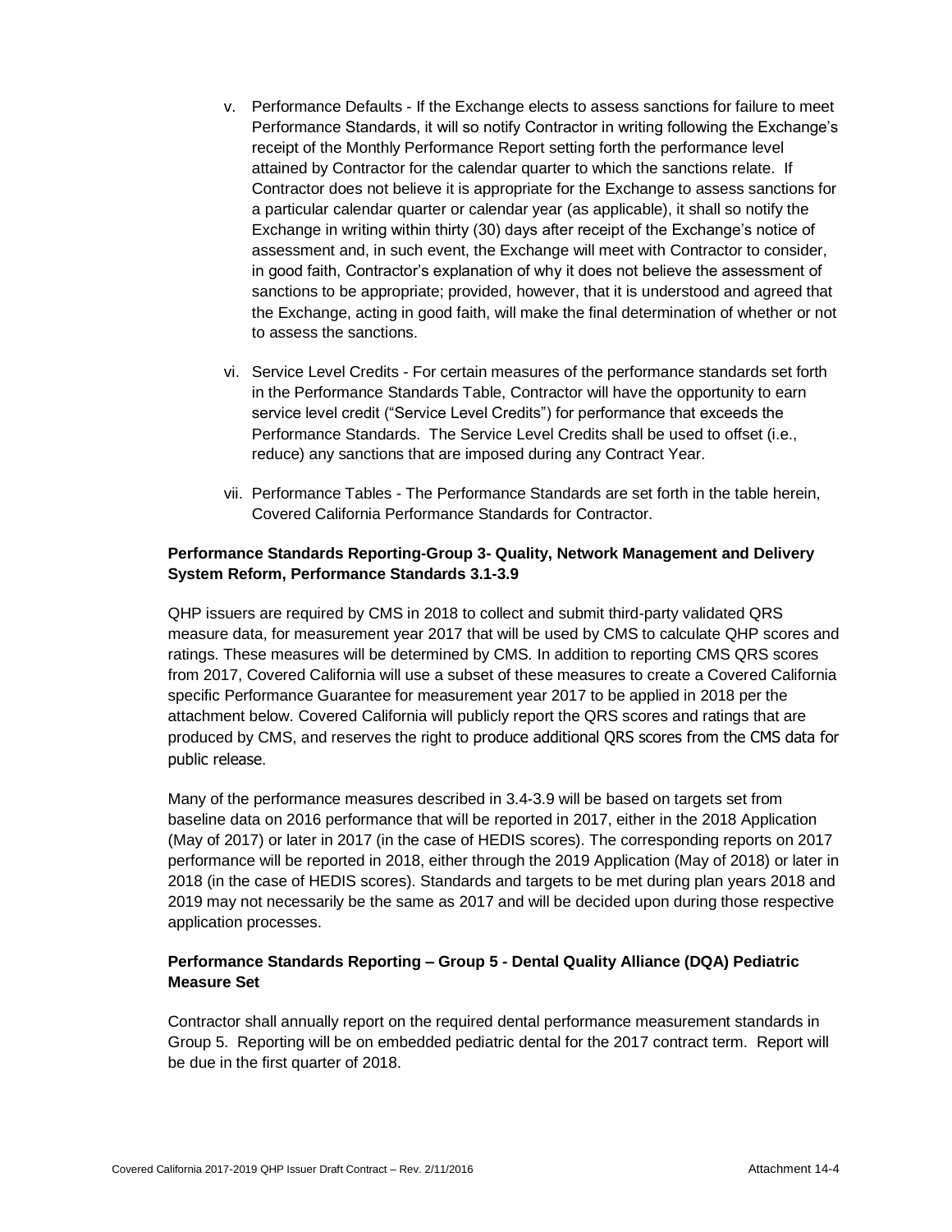v. Performance Defaults - If the Exchange elects to assess sanctions for failure to meet Performance Standards, it will so notify Contractor in writing following the Exchange's receipt of the Monthly Performance Report setting forth the performance level attained by Contractor for the calendar quarter to which the sanctions relate. If Contractor does not believe it is appropriate for the Exchange to assess sanctions for a particular calendar quarter or calendar year (as applicable), it shall so notify the Exchange in writing within thirty (30) days after receipt of the Exchange's notice of assessment and, in such event, the Exchange will meet with Contractor to consider, in good faith, Contractor's explanation of why it does not believe the assessment of sanctions to be appropriate; provided, however, that it is understood and agreed that the Exchange, acting in good faith, will make the final determination of whether or not to assess the sanctions.

vi. Service Level Credits - For certain measures of the performance standards set forth in the Performance Standards Table, Contractor will have the opportunity to earn service level credit ("Service Level Credits") for performance that exceeds the Performance Standards. The Service Level Credits shall be used to offset (i.e., reduce) any sanctions that are imposed during any Contract Year.

vii. Performance Tables - The Performance Standards are set forth in the table herein, Covered California Performance Standards for Contractor.

**Performance Standards Reporting-Group 3- Quality, Network Management and Delivery System Reform, Performance Standards 3.1-3.9**

QHP issuers are required by CMS in 2018 to collect and submit third-party validated QRS measure data, for measurement year 2017 that will be used by CMS to calculate QHP scores and ratings. These measures will be determined by CMS. In addition to reporting CMS QRS scores from 2017, Covered California will use a subset of these measures to create a Covered California specific Performance Guarantee for measurement year 2017 to be applied in 2018 per the attachment below. Covered California will publicly report the QRS scores and ratings that are produced by CMS, and reserves the right to produce additional QRS scores from the CMS data for public release.

Many of the performance measures described in 3.4-3.9 will be based on targets set from baseline data on 2016 performance that will be reported in 2017, either in the 2018 Application (May of 2017) or later in 2017 (in the case of HEDIS scores). The corresponding reports on 2017 performance will be reported in 2018, either through the 2019 Application (May of 2018) or later in 2018 (in the case of HEDIS scores). Standards and targets to be met during plan years 2018 and 2019 may not necessarily be the same as 2017 and will be decided upon during those respective application processes.

**Performance Standards Reporting – Group 5 - Dental Quality Alliance (DQA) Pediatric Measure Set**

Contractor shall annually report on the required dental performance measurement standards in Group 5. Reporting will be on embedded pediatric dental for the 2017 contract term. Report will be due in the first quarter of 2018.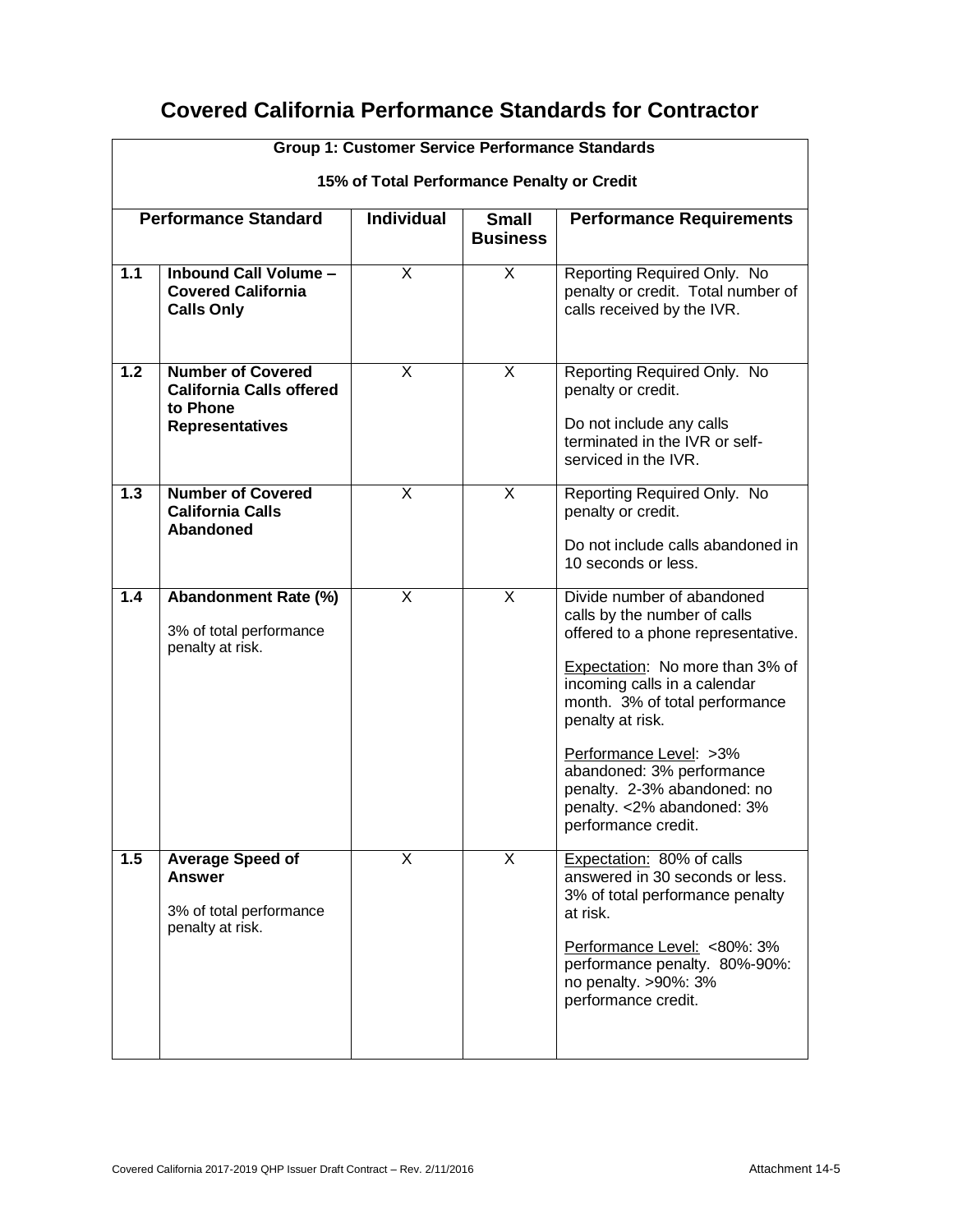# Covered California Performance Standards for Contractor

| Group 1: Customer Service Performance Standards<br><br>15% of Total Performance Penalty or Credit | | | | |
|---|---|---|---|---|
| **Performance Standard** | | **Individual** | **Small Business** | **Performance Requirements** |
| **1.1** | **Inbound Call Volume – Covered California Calls Only** | X | X | Reporting Required Only. No penalty or credit. Total number of calls received by the IVR. |
| **1.2** | **Number of Covered California Calls offered to Phone Representatives** | X | X | Reporting Required Only. No penalty or credit.<br><br>Do not include any calls terminated in the IVR or self-serviced in the IVR. |
| **1.3** | **Number of Covered California Calls Abandoned** | X | X | Reporting Required Only. No penalty or credit.<br><br>Do not include calls abandoned in 10 seconds or less. |
| **1.4** | **Abandonment Rate (%)**<br><br>3% of total performance penalty at risk. | X | X | Divide number of abandoned calls by the number of calls offered to a phone representative.<br><br>Expectation: No more than 3% of incoming calls in a calendar month. 3% of total performance penalty at risk.<br><br>Performance Level: >3% abandoned: 3% performance penalty. 2-3% abandoned: no penalty. <2% abandoned: 3% performance credit. |
| **1.5** | **Average Speed of Answer**<br><br>3% of total performance penalty at risk. | X | X | Expectation: 80% of calls answered in 30 seconds or less. 3% of total performance penalty at risk.<br><br>Performance Level: <80%: 3% performance penalty. 80%-90%: no penalty. >90%: 3% performance credit. |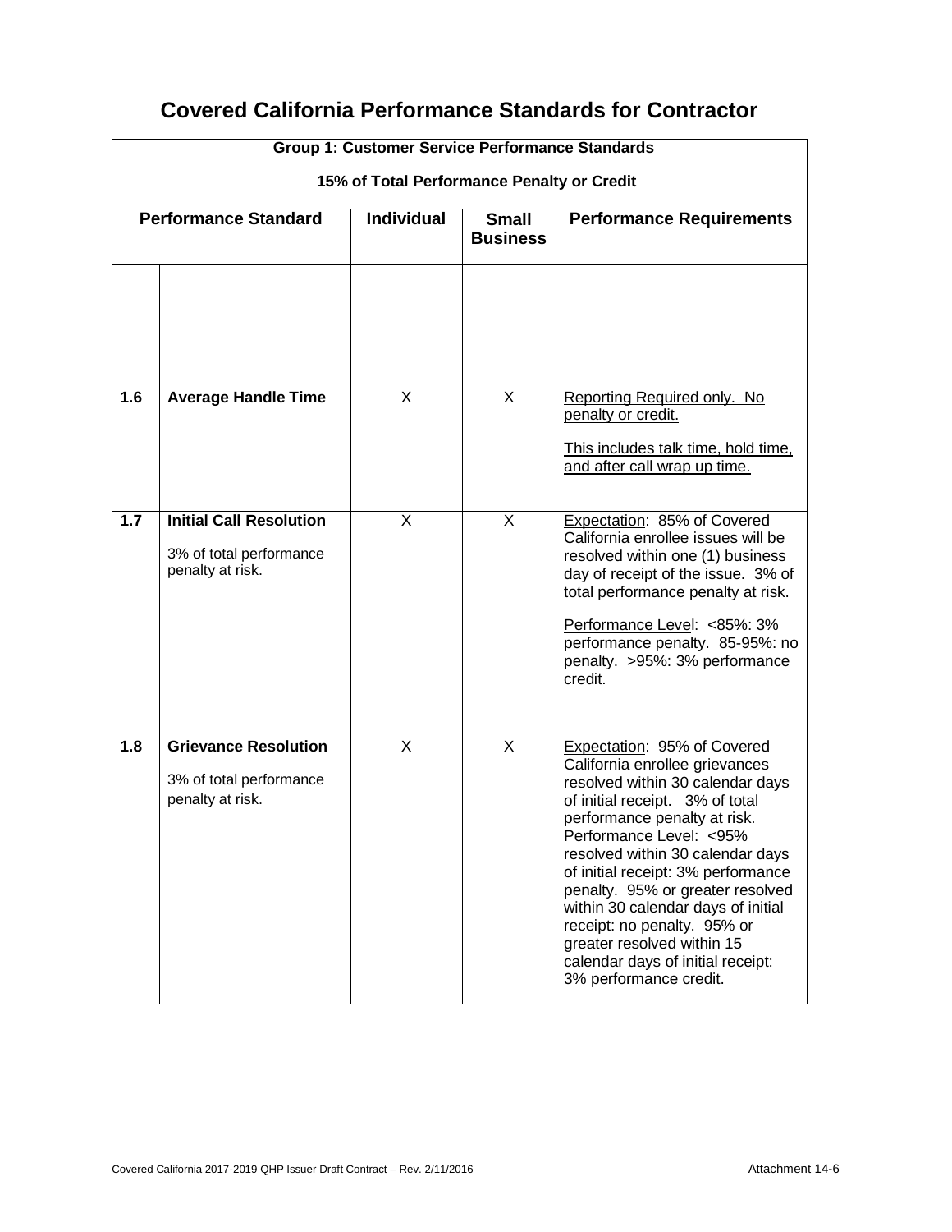# Covered California Performance Standards for Contractor

| Group 1: Customer Service Performance Standards<br>15% of Total Performance Penalty or Credit | | | | |
|---|---|---|---|---|
| **Performance Standard** | | **Individual** | **Small Business** | **Performance Requirements** |
| | | | | |
| **1.6** | **Average Handle Time** | X | X | Reporting Required only. No penalty or credit.<br><br>This includes talk time, hold time, and after call wrap up time. |
| **1.7** | **Initial Call Resolution**<br><br>3% of total performance penalty at risk. | X | X | Expectation: 85% of Covered California enrollee issues will be resolved within one (1) business day of receipt of the issue. 3% of total performance penalty at risk.<br><br>Performance Level: <85%: 3% performance penalty. 85-95%: no penalty. >95%: 3% performance credit. |
| **1.8** | **Grievance Resolution**<br><br>3% of total performance penalty at risk. | X | X | Expectation: 95% of Covered California enrollee grievances resolved within 30 calendar days of initial receipt. 3% of total performance penalty at risk. Performance Level: <95% resolved within 30 calendar days of initial receipt: 3% performance penalty. 95% or greater resolved within 30 calendar days of initial receipt: no penalty. 95% or greater resolved within 15 calendar days of initial receipt: 3% performance credit. |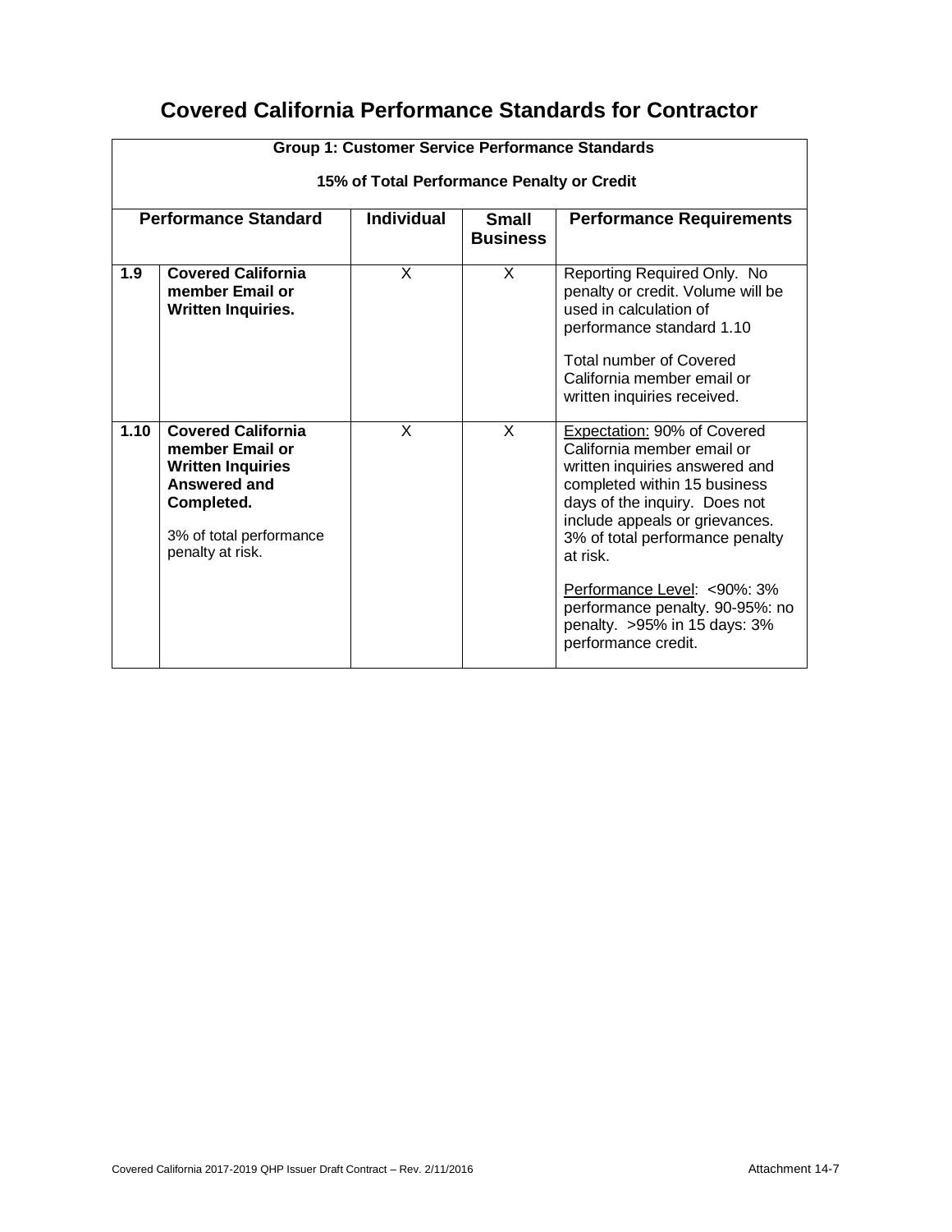# Covered California Performance Standards for Contractor

| Group 1: Customer Service Performance Standards<br><br>15% of Total Performance Penalty or Credit | | | | |
|---|---|---|---|---|
| **Performance Standard** | | **Individual** | **Small Business** | **Performance Requirements** |
| **1.9** | **Covered California member Email or Written Inquiries.** | X | X | Reporting Required Only. No penalty or credit. Volume will be used in calculation of performance standard 1.10<br><br>Total number of Covered California member email or written inquiries received. |
| **1.10** | **Covered California member Email or Written Inquiries Answered and Completed.**<br><br>3% of total performance penalty at risk. | X | X | Expectation: 90% of Covered California member email or written inquiries answered and completed within 15 business days of the inquiry. Does not include appeals or grievances. 3% of total performance penalty at risk.<br><br>Performance Level: <90%: 3% performance penalty. 90-95%: no penalty. >95% in 15 days: 3% performance credit. |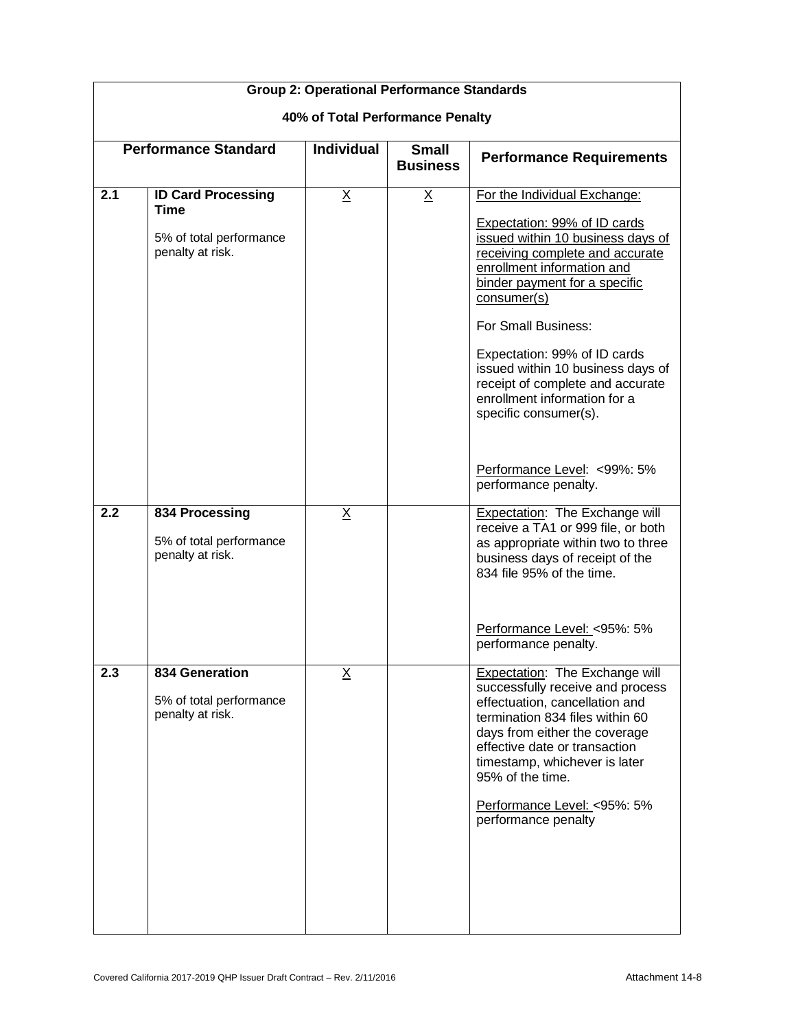| Group 2: Operational Performance Standards<br><br>40% of Total Performance Penalty | | | | |
|---|---|---|---|---|
| **Performance Standard** | | **Individual** | **Small Business** | **Performance Requirements** |
| **2.1** | **ID Card Processing Time**<br><br>5% of total performance penalty at risk. | X | X | For the Individual Exchange:<br><br>Expectation: 99% of ID cards issued within 10 business days of receiving complete and accurate enrollment information and binder payment for a specific consumer(s)<br><br>For Small Business:<br><br>Expectation: 99% of ID cards issued within 10 business days of receipt of complete and accurate enrollment information for a specific consumer(s).<br><br>Performance Level: <99%: 5% performance penalty. |
| **2.2** | **834 Processing**<br><br>5% of total performance penalty at risk. | X | | Expectation: The Exchange will receive a TA1 or 999 file, or both as appropriate within two to three business days of receipt of the 834 file 95% of the time.<br><br>Performance Level: <95%: 5% performance penalty. |
| **2.3** | **834 Generation**<br><br>5% of total performance penalty at risk. | X | | Expectation: The Exchange will successfully receive and process effectuation, cancellation and termination 834 files within 60 days from either the coverage effective date or transaction timestamp, whichever is later 95% of the time.<br><br>Performance Level: <95%: 5% performance penalty |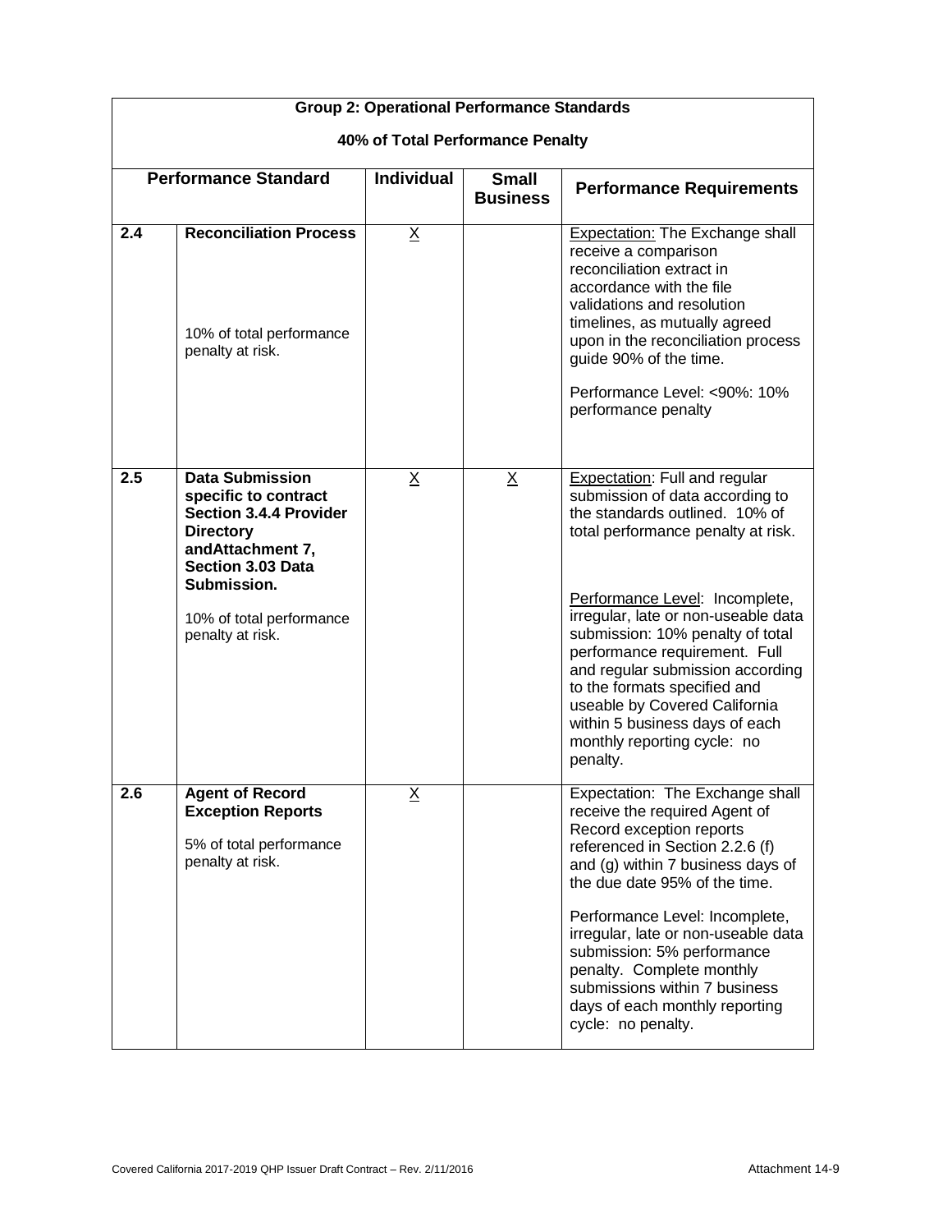| Group 2: Operational Performance Standards<br><br>40% of Total Performance Penalty | | | | |
|---|---|---|---|---|
| **Performance Standard** | | **Individual** | **Small Business** | **Performance Requirements** |
| **2.4** | **Reconciliation Process**<br><br>10% of total performance penalty at risk. | X | | Expectation: The Exchange shall receive a comparison reconciliation extract in accordance with the file validations and resolution timelines, as mutually agreed upon in the reconciliation process guide 90% of the time.<br><br>Performance Level: <90%: 10% performance penalty |
| **2.5** | **Data Submission specific to contract Section 3.4.4 Provider Directory andAttachment 7, Section 3.03 Data Submission.**<br><br>10% of total performance penalty at risk. | X | X | Expectation: Full and regular submission of data according to the standards outlined. 10% of total performance penalty at risk.<br><br>Performance Level: Incomplete, irregular, late or non-useable data submission: 10% penalty of total performance requirement. Full and regular submission according to the formats specified and useable by Covered California within 5 business days of each monthly reporting cycle: no penalty. |
| **2.6** | **Agent of Record Exception Reports**<br><br>5% of total performance penalty at risk. | X | | Expectation: The Exchange shall receive the required Agent of Record exception reports referenced in Section 2.2.6 (f) and (g) within 7 business days of the due date 95% of the time.<br><br>Performance Level: Incomplete, irregular, late or non-useable data submission: 5% performance penalty. Complete monthly submissions within 7 business days of each monthly reporting cycle: no penalty. |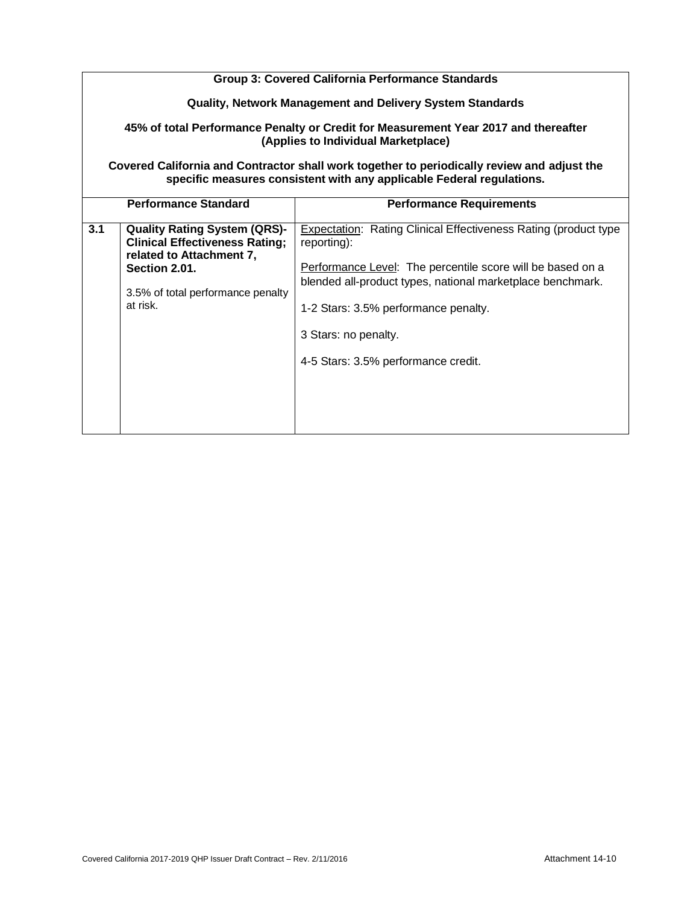**Group 3: Covered California Performance Standards**

**Quality, Network Management and Delivery System Standards**

**45% of total Performance Penalty or Credit for Measurement Year 2017 and thereafter (Applies to Individual Marketplace)**

**Covered California and Contractor shall work together to periodically review and adjust the specific measures consistent with any applicable Federal regulations.**

| Performance Standard | | Performance Requirements |
|---|---|---|
| **3.1** | **Quality Rating System (QRS)-Clinical Effectiveness Rating; related to Attachment 7, Section 2.01.**<br><br>3.5% of total performance penalty at risk. | Expectation: Rating Clinical Effectiveness Rating (product type reporting):<br><br>Performance Level: The percentile score will be based on a blended all-product types, national marketplace benchmark.<br><br>1-2 Stars: 3.5% performance penalty.<br><br>3 Stars: no penalty.<br><br>4-5 Stars: 3.5% performance credit. |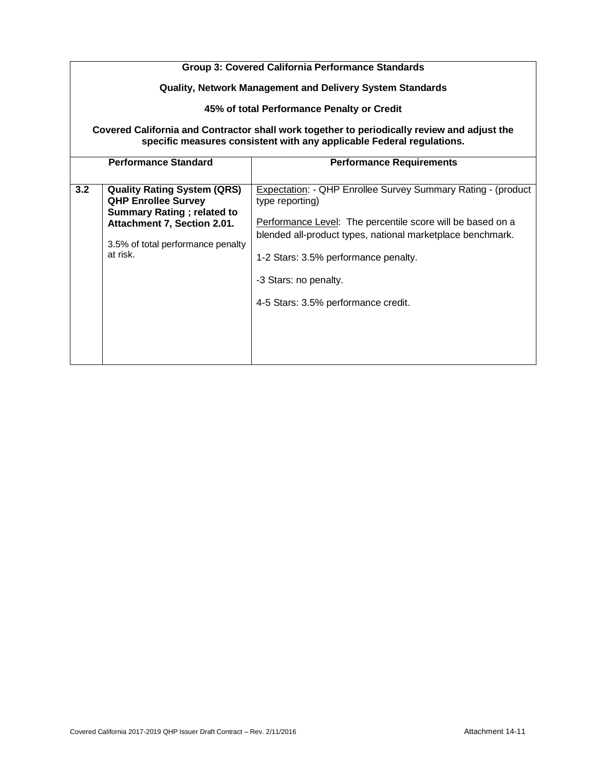| Group 3: Covered California Performance Standards<br><br>Quality, Network Management and Delivery System Standards<br><br>45% of total Performance Penalty or Credit<br><br>Covered California and Contractor shall work together to periodically review and adjust the specific measures consistent with any applicable Federal regulations. | | |
|---|---|---|
| **Performance Standard** | | **Performance Requirements** |
| **3.2** | **Quality Rating System (QRS) QHP Enrollee Survey Summary Rating ; related to Attachment 7, Section 2.01.**<br><br>3.5% of total performance penalty at risk. | Expectation: - QHP Enrollee Survey Summary Rating - (product type reporting)<br><br>Performance Level: The percentile score will be based on a blended all-product types, national marketplace benchmark.<br><br>1-2 Stars: 3.5% performance penalty.<br><br>-3 Stars: no penalty.<br><br>4-5 Stars: 3.5% performance credit. |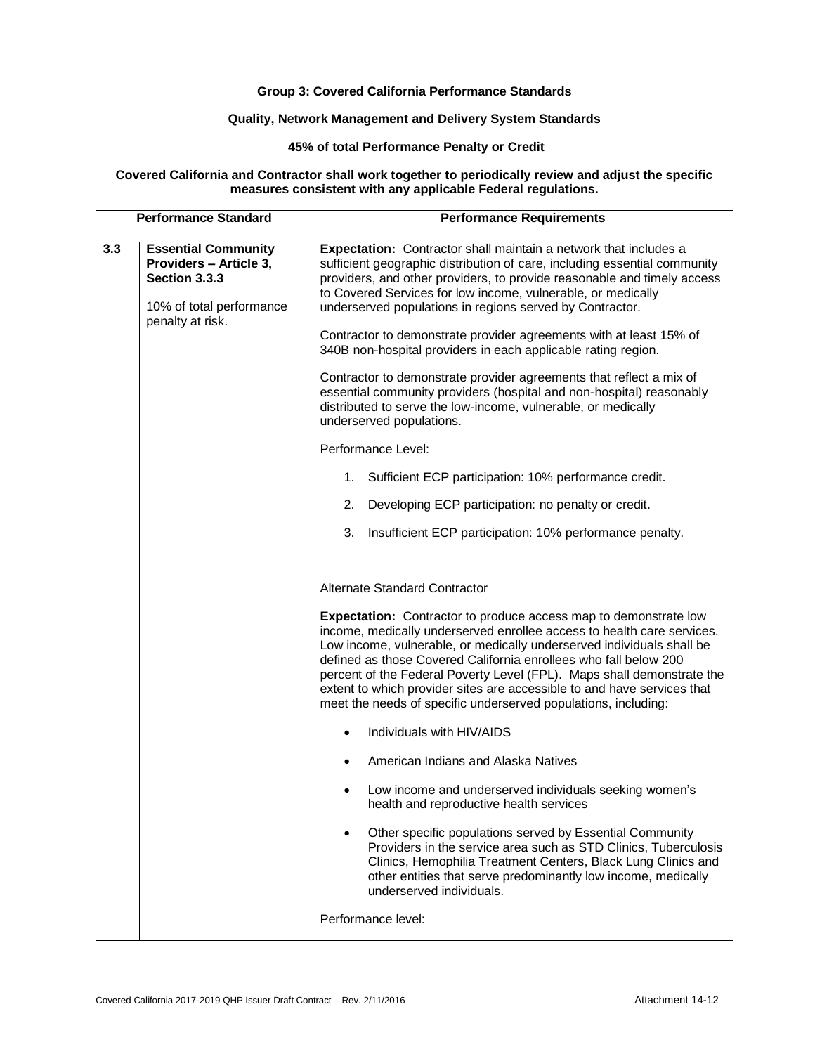**Group 3: Covered California Performance Standards**

**Quality, Network Management and Delivery System Standards**

**45% of total Performance Penalty or Credit**

**Covered California and Contractor shall work together to periodically review and adjust the specific measures consistent with any applicable Federal regulations.**

| Performance Standard | | Performance Requirements |
|---|---|---|
| **3.3** | **Essential Community Providers – Article 3, Section 3.3.3**<br><br>10% of total performance penalty at risk. | **Expectation:** Contractor shall maintain a network that includes a sufficient geographic distribution of care, including essential community providers, and other providers, to provide reasonable and timely access to Covered Services for low income, vulnerable, or medically underserved populations in regions served by Contractor.<br><br>Contractor to demonstrate provider agreements with at least 15% of 340B non-hospital providers in each applicable rating region.<br><br>Contractor to demonstrate provider agreements that reflect a mix of essential community providers (hospital and non-hospital) reasonably distributed to serve the low-income, vulnerable, or medically underserved populations.<br><br>Performance Level:<br><br>1. Sufficient ECP participation: 10% performance credit.<br>2. Developing ECP participation: no penalty or credit.<br>3. Insufficient ECP participation: 10% performance penalty.<br><br>Alternate Standard Contractor<br><br>**Expectation:** Contractor to produce access map to demonstrate low income, medically underserved enrollee access to health care services. Low income, vulnerable, or medically underserved individuals shall be defined as those Covered California enrollees who fall below 200 percent of the Federal Poverty Level (FPL). Maps shall demonstrate the extent to which provider sites are accessible to and have services that meet the needs of specific underserved populations, including:<br><br>• Individuals with HIV/AIDS<br>• American Indians and Alaska Natives<br>• Low income and underserved individuals seeking women's health and reproductive health services<br>• Other specific populations served by Essential Community Providers in the service area such as STD Clinics, Tuberculosis Clinics, Hemophilia Treatment Centers, Black Lung Clinics and other entities that serve predominantly low income, medically underserved individuals.<br><br>Performance level: |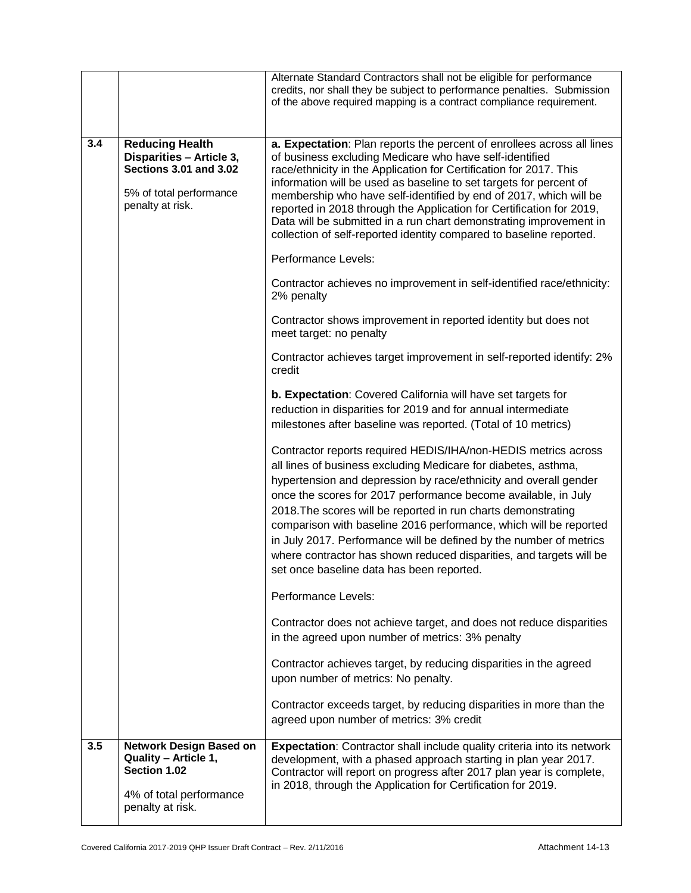| | | |
|---|---|---|
| | | Alternate Standard Contractors shall not be eligible for performance credits, nor shall they be subject to performance penalties. Submission of the above required mapping is a contract compliance requirement. |
| **3.4** | **Reducing Health Disparities – Article 3, Sections 3.01 and 3.02**<br><br>5% of total performance penalty at risk. | **a. Expectation**: Plan reports the percent of enrollees across all lines of business excluding Medicare who have self-identified race/ethnicity in the Application for Certification for 2017. This information will be used as baseline to set targets for percent of membership who have self-identified by end of 2017, which will be reported in 2018 through the Application for Certification for 2019, Data will be submitted in a run chart demonstrating improvement in collection of self-reported identity compared to baseline reported.<br><br>Performance Levels:<br><br>Contractor achieves no improvement in self-identified race/ethnicity: 2% penalty<br><br>Contractor shows improvement in reported identity but does not meet target: no penalty<br><br>Contractor achieves target improvement in self-reported identify: 2% credit<br><br>**b. Expectation**: Covered California will have set targets for reduction in disparities for 2019 and for annual intermediate milestones after baseline was reported. (Total of 10 metrics)<br><br>Contractor reports required HEDIS/IHA/non-HEDIS metrics across all lines of business excluding Medicare for diabetes, asthma, hypertension and depression by race/ethnicity and overall gender once the scores for 2017 performance become available, in July 2018.The scores will be reported in run charts demonstrating comparison with baseline 2016 performance, which will be reported in July 2017. Performance will be defined by the number of metrics where contractor has shown reduced disparities, and targets will be set once baseline data has been reported.<br><br>Performance Levels:<br><br>Contractor does not achieve target, and does not reduce disparities in the agreed upon number of metrics: 3% penalty<br><br>Contractor achieves target, by reducing disparities in the agreed upon number of metrics: No penalty.<br><br>Contractor exceeds target, by reducing disparities in more than the agreed upon number of metrics: 3% credit |
| **3.5** | **Network Design Based on Quality – Article 1, Section 1.02**<br><br>4% of total performance penalty at risk. | **Expectation**: Contractor shall include quality criteria into its network development, with a phased approach starting in plan year 2017. Contractor will report on progress after 2017 plan year is complete, in 2018, through the Application for Certification for 2019. |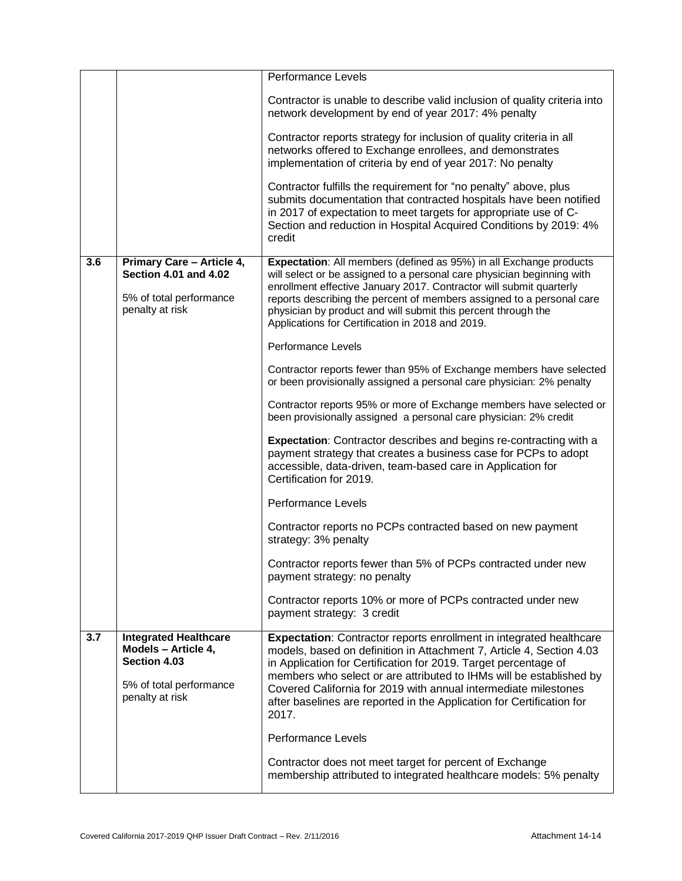| | | |
|---|---|---|
| | | Performance Levels<br><br>Contractor is unable to describe valid inclusion of quality criteria into network development by end of year 2017: 4% penalty<br><br>Contractor reports strategy for inclusion of quality criteria in all networks offered to Exchange enrollees, and demonstrates implementation of criteria by end of year 2017: No penalty<br><br>Contractor fulfills the requirement for "no penalty" above, plus submits documentation that contracted hospitals have been notified in 2017 of expectation to meet targets for appropriate use of C-Section and reduction in Hospital Acquired Conditions by 2019: 4% credit |
| **3.6** | **Primary Care – Article 4, Section 4.01 and 4.02**<br><br>5% of total performance penalty at risk | **Expectation**: All members (defined as 95%) in all Exchange products will select or be assigned to a personal care physician beginning with enrollment effective January 2017. Contractor will submit quarterly reports describing the percent of members assigned to a personal care physician by product and will submit this percent through the Applications for Certification in 2018 and 2019.<br><br>Performance Levels<br><br>Contractor reports fewer than 95% of Exchange members have selected or been provisionally assigned a personal care physician: 2% penalty<br><br>Contractor reports 95% or more of Exchange members have selected or been provisionally assigned a personal care physician: 2% credit<br><br>**Expectation**: Contractor describes and begins re-contracting with a payment strategy that creates a business case for PCPs to adopt accessible, data-driven, team-based care in Application for Certification for 2019.<br><br>Performance Levels<br><br>Contractor reports no PCPs contracted based on new payment strategy: 3% penalty<br><br>Contractor reports fewer than 5% of PCPs contracted under new payment strategy: no penalty<br><br>Contractor reports 10% or more of PCPs contracted under new payment strategy: 3 credit |
| **3.7** | **Integrated Healthcare Models – Article 4, Section 4.03**<br><br>5% of total performance penalty at risk | **Expectation**: Contractor reports enrollment in integrated healthcare models, based on definition in Attachment 7, Article 4, Section 4.03 in Application for Certification for 2019. Target percentage of members who select or are attributed to IHMs will be established by Covered California for 2019 with annual intermediate milestones after baselines are reported in the Application for Certification for 2017.<br><br>Performance Levels<br><br>Contractor does not meet target for percent of Exchange membership attributed to integrated healthcare models: 5% penalty |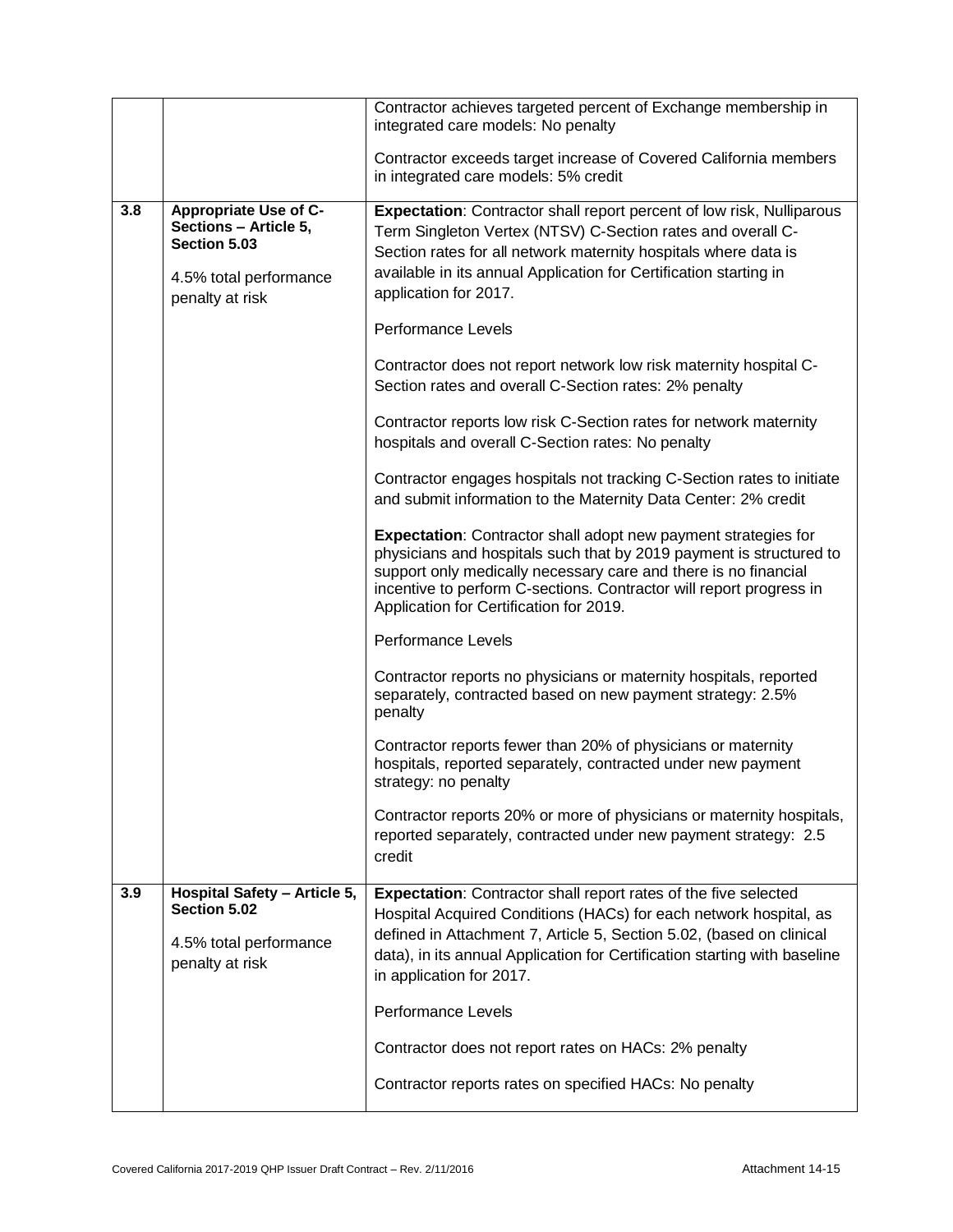| | | |
|---|---|---|
| | | Contractor achieves targeted percent of Exchange membership in integrated care models: No penalty<br><br>Contractor exceeds target increase of Covered California members in integrated care models: 5% credit |
| **3.8** | **Appropriate Use of C-Sections – Article 5, Section 5.03**<br><br>4.5% total performance penalty at risk | **Expectation**: Contractor shall report percent of low risk, Nulliparous Term Singleton Vertex (NTSV) C-Section rates and overall C-Section rates for all network maternity hospitals where data is available in its annual Application for Certification starting in application for 2017.<br><br>Performance Levels<br><br>Contractor does not report network low risk maternity hospital C-Section rates and overall C-Section rates: 2% penalty<br><br>Contractor reports low risk C-Section rates for network maternity hospitals and overall C-Section rates: No penalty<br><br>Contractor engages hospitals not tracking C-Section rates to initiate and submit information to the Maternity Data Center: 2% credit<br><br>**Expectation**: Contractor shall adopt new payment strategies for physicians and hospitals such that by 2019 payment is structured to support only medically necessary care and there is no financial incentive to perform C-sections. Contractor will report progress in Application for Certification for 2019.<br><br>Performance Levels<br><br>Contractor reports no physicians or maternity hospitals, reported separately, contracted based on new payment strategy: 2.5% penalty<br><br>Contractor reports fewer than 20% of physicians or maternity hospitals, reported separately, contracted under new payment strategy: no penalty<br><br>Contractor reports 20% or more of physicians or maternity hospitals, reported separately, contracted under new payment strategy: 2.5 credit |
| **3.9** | **Hospital Safety – Article 5, Section 5.02**<br><br>4.5% total performance penalty at risk | **Expectation**: Contractor shall report rates of the five selected Hospital Acquired Conditions (HACs) for each network hospital, as defined in Attachment 7, Article 5, Section 5.02, (based on clinical data), in its annual Application for Certification starting with baseline in application for 2017.<br><br>Performance Levels<br><br>Contractor does not report rates on HACs: 2% penalty<br><br>Contractor reports rates on specified HACs: No penalty |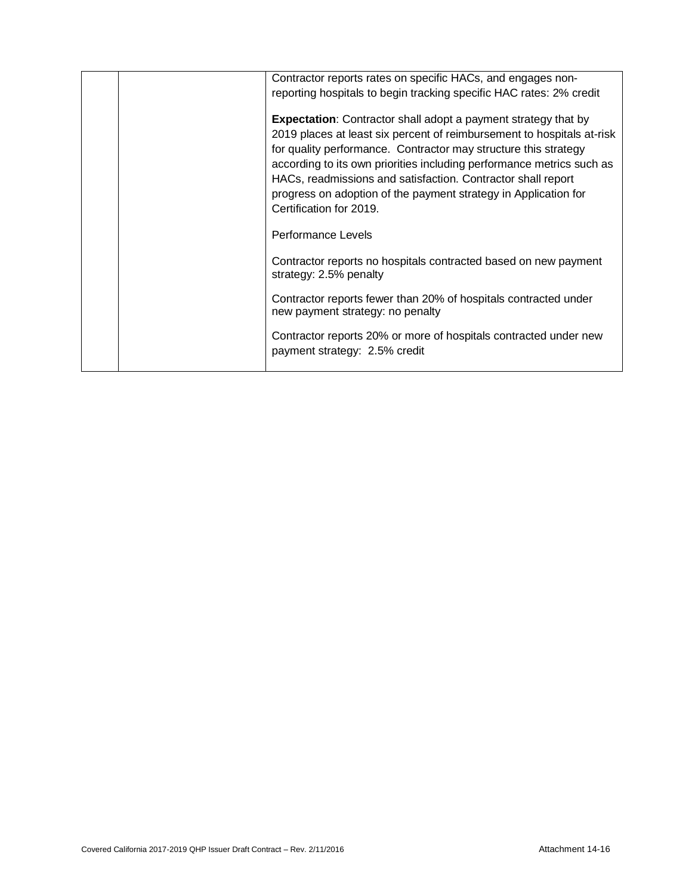|  |  | Contractor reports rates on specific HACs, and engages non-reporting hospitals to begin tracking specific HAC rates: 2% credit<br><br>**Expectation**: Contractor shall adopt a payment strategy that by 2019 places at least six percent of reimbursement to hospitals at-risk for quality performance. Contractor may structure this strategy according to its own priorities including performance metrics such as HACs, readmissions and satisfaction. Contractor shall report progress on adoption of the payment strategy in Application for Certification for 2019.<br><br>Performance Levels<br><br>Contractor reports no hospitals contracted based on new payment strategy: 2.5% penalty<br><br>Contractor reports fewer than 20% of hospitals contracted under new payment strategy: no penalty<br><br>Contractor reports 20% or more of hospitals contracted under new payment strategy: 2.5% credit |
|---|---|---|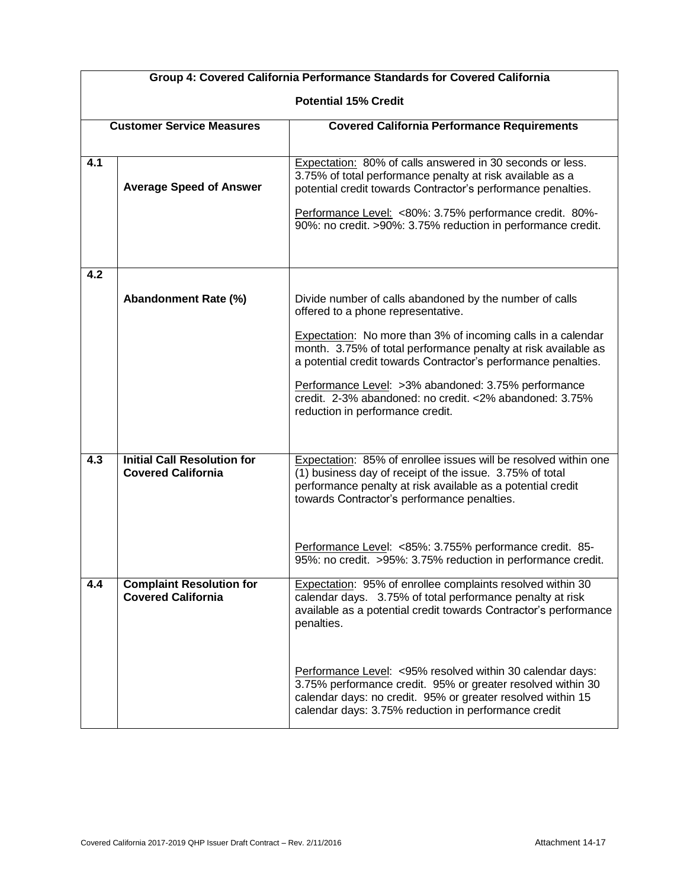| Group 4: Covered California Performance Standards for Covered California<br><br>Potential 15% Credit | | |
|---|---|---|
| **Customer Service Measures** | | **Covered California Performance Requirements** |
| **4.1** | **Average Speed of Answer** | Expectation: 80% of calls answered in 30 seconds or less. 3.75% of total performance penalty at risk available as a potential credit towards Contractor's performance penalties.<br><br>Performance Level: <80%: 3.75% performance credit. 80%-90%: no credit. >90%: 3.75% reduction in performance credit. |
| **4.2** | **Abandonment Rate (%)** | Divide number of calls abandoned by the number of calls offered to a phone representative.<br><br>Expectation: No more than 3% of incoming calls in a calendar month. 3.75% of total performance penalty at risk available as a potential credit towards Contractor's performance penalties.<br><br>Performance Level: >3% abandoned: 3.75% performance credit. 2-3% abandoned: no credit. <2% abandoned: 3.75% reduction in performance credit. |
| **4.3** | **Initial Call Resolution for Covered California** | Expectation: 85% of enrollee issues will be resolved within one (1) business day of receipt of the issue. 3.75% of total performance penalty at risk available as a potential credit towards Contractor's performance penalties.<br><br>Performance Level: <85%: 3.755% performance credit. 85-95%: no credit. >95%: 3.75% reduction in performance credit. |
| **4.4** | **Complaint Resolution for Covered California** | Expectation: 95% of enrollee complaints resolved within 30 calendar days. 3.75% of total performance penalty at risk available as a potential credit towards Contractor's performance penalties.<br><br>Performance Level: <95% resolved within 30 calendar days: 3.75% performance credit. 95% or greater resolved within 30 calendar days: no credit. 95% or greater resolved within 15 calendar days: 3.75% reduction in performance credit |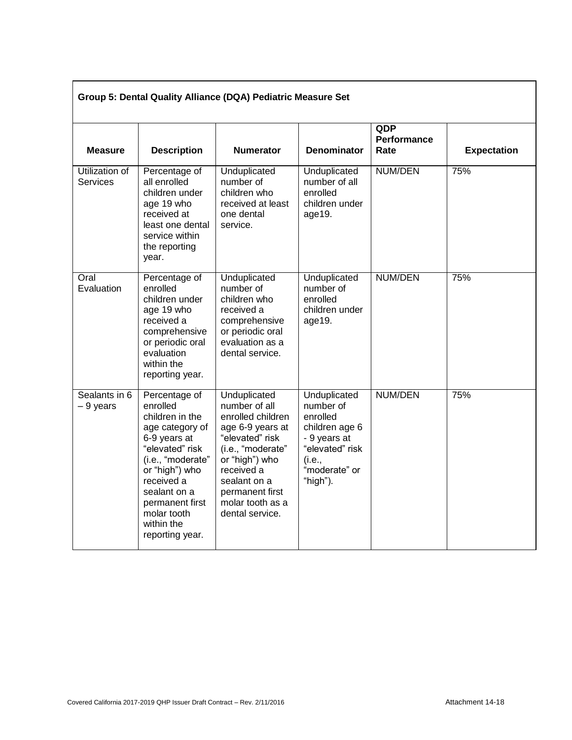| Group 5: Dental Quality Alliance (DQA) Pediatric Measure Set | | | | | |
|---|---|---|---|---|---|
| **Measure** | **Description** | **Numerator** | **Denominator** | **QDP Performance Rate** | **Expectation** |
| Utilization of Services | Percentage of all enrolled children under age 19 who received at least one dental service within the reporting year. | Unduplicated number of children who received at least one dental service. | Unduplicated number of all enrolled children under age19. | NUM/DEN | 75% |
| Oral Evaluation | Percentage of enrolled children under age 19 who received a comprehensive or periodic oral evaluation within the reporting year. | Unduplicated number of children who received a comprehensive or periodic oral evaluation as a dental service. | Unduplicated number of enrolled children under age19. | NUM/DEN | 75% |
| Sealants in 6 – 9 years | Percentage of enrolled children in the age category of 6-9 years at "elevated" risk (i.e., "moderate" or "high") who received a sealant on a permanent first molar tooth within the reporting year. | Unduplicated number of all enrolled children age 6-9 years at "elevated" risk (i.e., "moderate" or "high") who received a sealant on a permanent first molar tooth as a dental service. | Unduplicated number of enrolled children age 6 - 9 years at "elevated" risk (i.e., "moderate" or "high"). | NUM/DEN | 75% |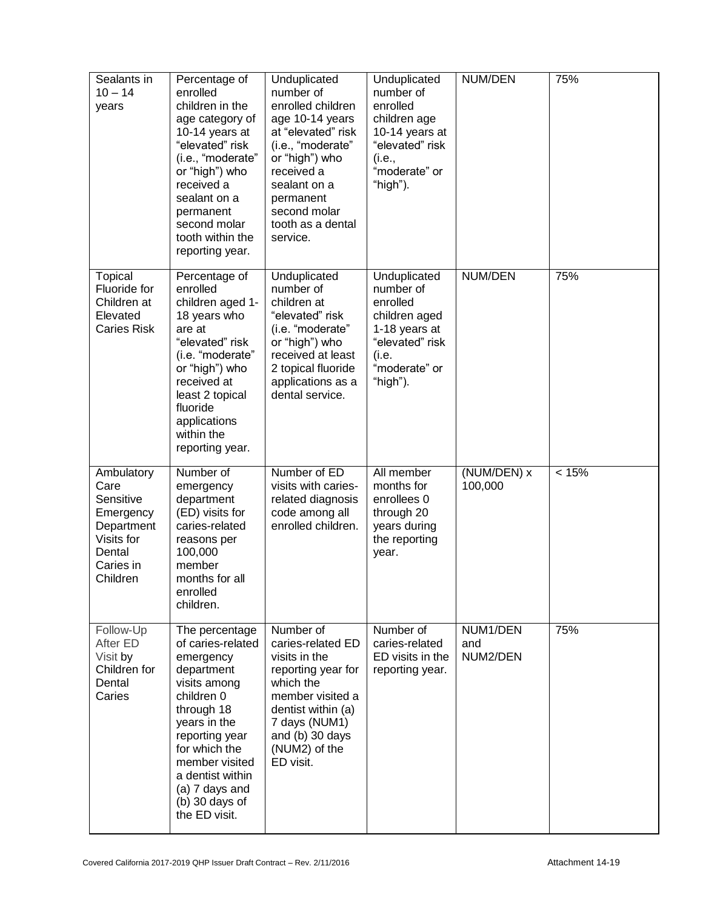| | | | | | |
|---|---|---|---|---|---|
| Sealants in 10 – 14 years | Percentage of enrolled children in the age category of 10-14 years at "elevated" risk (i.e., "moderate" or "high") who received a sealant on a permanent second molar tooth within the reporting year. | Unduplicated number of enrolled children age 10-14 years at "elevated" risk (i.e., "moderate" or "high") who received a sealant on a permanent second molar tooth as a dental service. | Unduplicated number of enrolled children age 10-14 years at "elevated" risk (i.e., "moderate" or "high"). | NUM/DEN | 75% |
| Topical Fluoride for Children at Elevated Caries Risk | Percentage of enrolled children aged 1-18 years who are at "elevated" risk (i.e. "moderate" or "high") who received at least 2 topical fluoride applications within the reporting year. | Unduplicated number of children at "elevated" risk (i.e. "moderate" or "high") who received at least 2 topical fluoride applications as a dental service. | Unduplicated number of enrolled children aged 1-18 years at "elevated" risk (i.e. "moderate" or "high"). | NUM/DEN | 75% |
| Ambulatory Care Sensitive Emergency Department Visits for Dental Caries in Children | Number of emergency department (ED) visits for caries-related reasons per 100,000 member months for all enrolled children. | Number of ED visits with caries-related diagnosis code among all enrolled children. | All member months for enrollees 0 through 20 years during the reporting year. | (NUM/DEN) x 100,000 | < 15% |
| Follow-Up After ED Visit by Children for Dental Caries | The percentage of caries-related emergency department visits among children 0 through 18 years in the reporting year for which the member visited a dentist within (a) 7 days and (b) 30 days of the ED visit. | Number of caries-related ED visits in the reporting year for which the member visited a dentist within (a) 7 days (NUM1) and (b) 30 days (NUM2) of the ED visit. | Number of caries-related ED visits in the reporting year. | NUM1/DEN and NUM2/DEN | 75% |